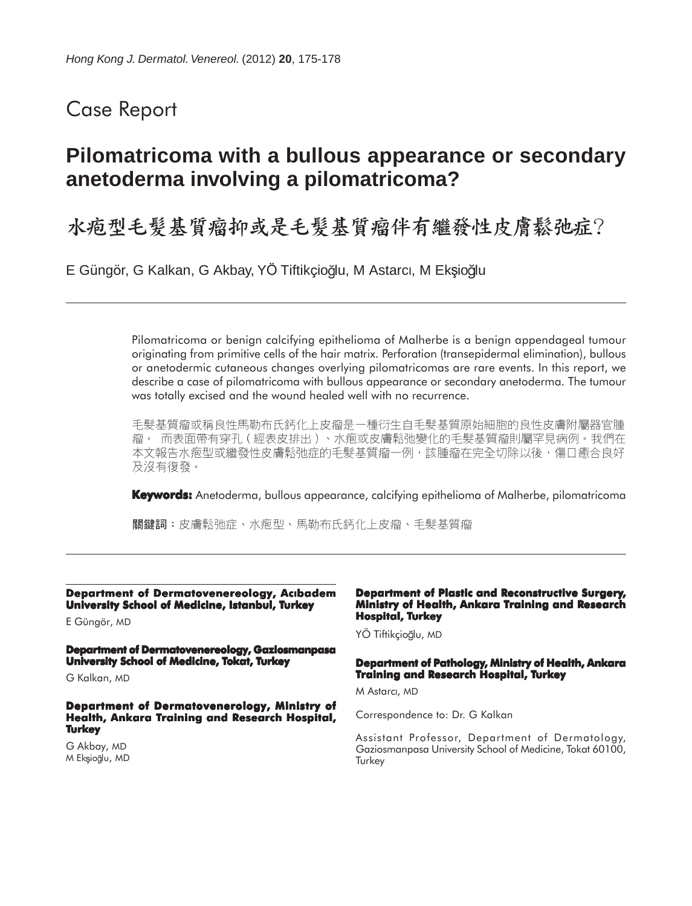Case Report

# Pilomatricoma with a bullous appearance or secondary anetoderma involving a pilomatricoma?

# 水疱型毛髮基質瘤抑或是毛髮基質瘤伴有繼發性皮膚鬆弛症?

E Güngör, G Kalkan, G Akbay, YÖ Tiftikçioğlu, M Astarcı, M Ekşioğlu

---

Pilomatricoma or benign calcifying epithelioma of Malherbe is a benign appendageal tumour originating from primitive cells of the hair matrix. Perforation (transepidermal elimination), bullous or anetodermic cutaneous changes overlying pilomatricomas are rare events. In this report, we describe a case of pilomatricoma with bullous appearance or secondary anetoderma. The tumour was totally excised and the wound healed well with no recurrence.

毛髮基質瘤或稱良性馬勒布氏鈣化上皮瘤是一種衍生自毛髮基質原始細胞的良性皮膚附屬器官腫瘤。 而表面帶有穿孔(經表皮排出)、水疱或皮膚鬆弛變化的毛髮基質瘤則屬罕見病例。我們在本文報告水疱型或繼發性皮膚鬆弛症的毛髮基質瘤一例，該腫瘤在完全切除以後，傷口癒合良好及沒有復發。

**Keywords:** Anetoderma, bullous appearance, calcifying epithelioma of Malherbe, pilomatricoma

**關鍵詞**：皮膚鬆弛症、水疱型、馬勒布氏鈣化上皮瘤、毛髮基質瘤

---

**Department of Dermatovenereology, Acıbadem University School of Medicine, Istanbul, Turkey**

E Güngör, MD

**Department of Dermatovenereology, Gaziosmanpasa University School of Medicine, Tokat, Turkey**

G Kalkan, MD

**Department of Dermatovenerology, Ministry of Health, Ankara Training and Research Hospital, Turkey**

G Akbay, MD
M Ekşioğlu, MD

**Department of Plastic and Reconstructive Surgery, Ministry of Health, Ankara Training and Research Hospital, Turkey**

YÖ Tiftikçioğlu, MD

**Department of Pathology, Ministry of Health, Ankara Training and Research Hospital, Turkey**

M Astarcı, MD

Correspondence to: Dr. G Kalkan

Assistant Professor, Department of Dermatology, Gaziosmanpasa University School of Medicine, Tokat 60100, Turkey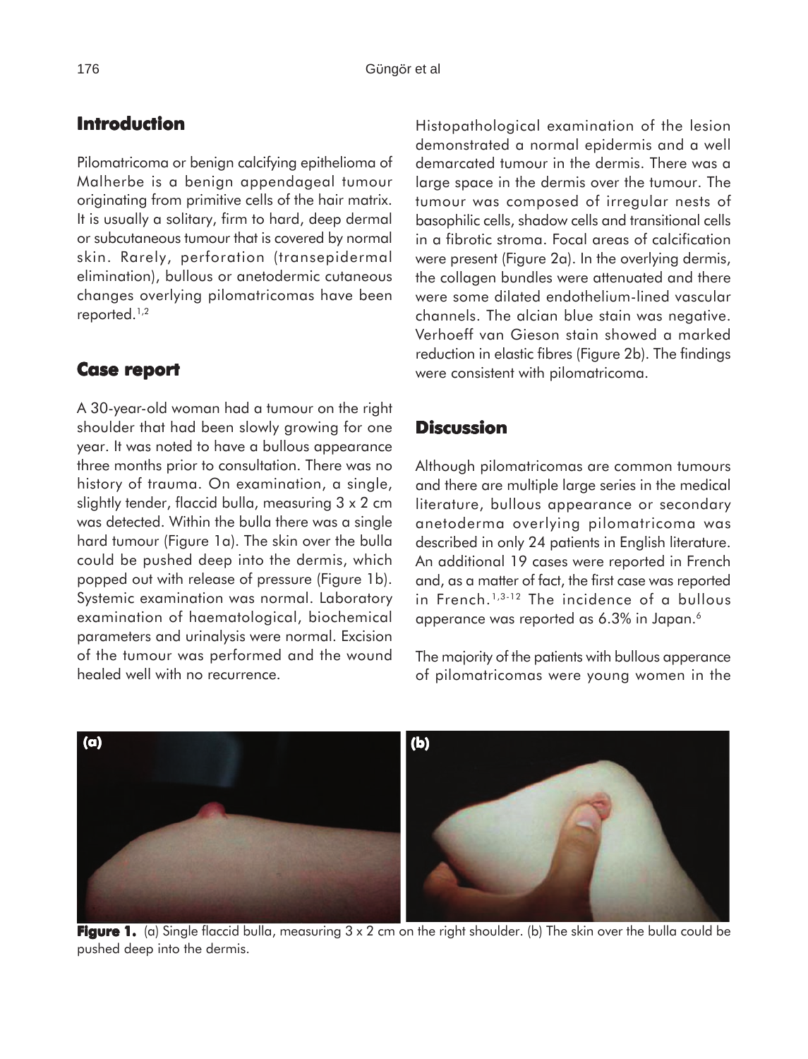## Introduction

Pilomatricoma or benign calcifying epithelioma of Malherbe is a benign appendageal tumour originating from primitive cells of the hair matrix. It is usually a solitary, firm to hard, deep dermal or subcutaneous tumour that is covered by normal skin. Rarely, perforation (transepidermal elimination), bullous or anetodermic cutaneous changes overlying pilomatricomas have been reported.[1,2]

## Case report

A 30-year-old woman had a tumour on the right shoulder that had been slowly growing for one year. It was noted to have a bullous appearance three months prior to consultation. There was no history of trauma. On examination, a single, slightly tender, flaccid bulla, measuring 3 x 2 cm was detected. Within the bulla there was a single hard tumour (Figure 1a). The skin over the bulla could be pushed deep into the dermis, which popped out with release of pressure (Figure 1b). Systemic examination was normal. Laboratory examination of haematological, biochemical parameters and urinalysis were normal. Excision of the tumour was performed and the wound healed well with no recurrence.

Histopathological examination of the lesion demonstrated a normal epidermis and a well demarcated tumour in the dermis. There was a large space in the dermis over the tumour. The tumour was composed of irregular nests of basophilic cells, shadow cells and transitional cells in a fibrotic stroma. Focal areas of calcification were present (Figure 2a). In the overlying dermis, the collagen bundles were attenuated and there were some dilated endothelium-lined vascular channels. The alcian blue stain was negative. Verhoeff van Gieson stain showed a marked reduction in elastic fibres (Figure 2b). The findings were consistent with pilomatricoma.

## Discussion

Although pilomatricomas are common tumours and there are multiple large series in the medical literature, bullous appearance or secondary anetoderma overlying pilomatricoma was described in only 24 patients in English literature. An additional 19 cases were reported in French and, as a matter of fact, the first case was reported in French.[1,3-12] The incidence of a bullous apperance was reported as 6.3% in Japan.[6]

The majority of the patients with bullous apperance of pilomatricomas were young women in the

**Figure 1.** (a) Single flaccid bulla, measuring 3 x 2 cm on the right shoulder. (b) The skin over the bulla could be pushed deep into the dermis.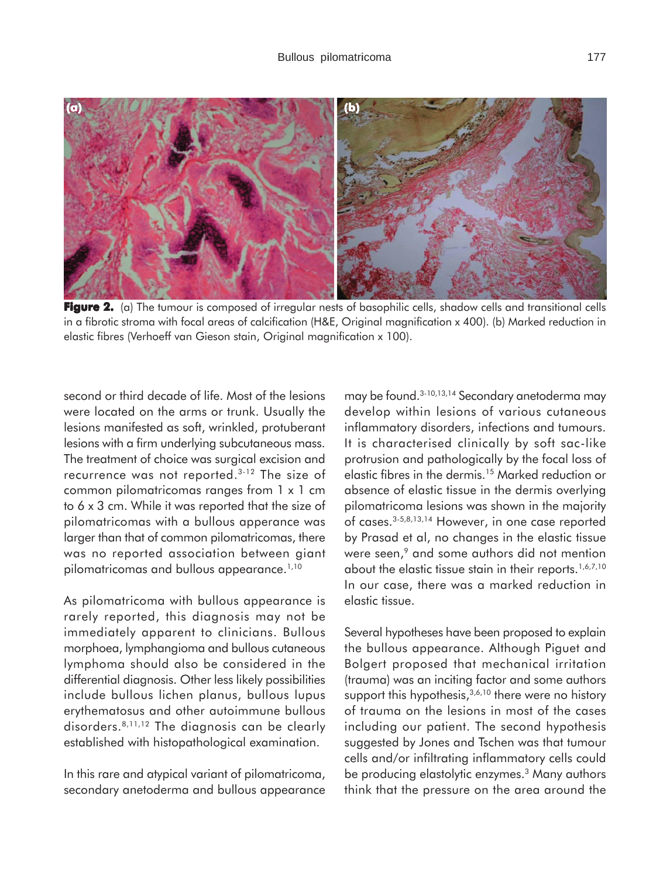**Figure 2.** (a) The tumour is composed of irregular nests of basophilic cells, shadow cells and transitional cells in a fibrotic stroma with focal areas of calcification (H&E, Original magnification x 400). (b) Marked reduction in elastic fibres (Verhoeff van Gieson stain, Original magnification x 100).

second or third decade of life. Most of the lesions were located on the arms or trunk. Usually the lesions manifested as soft, wrinkled, protuberant lesions with a firm underlying subcutaneous mass. The treatment of choice was surgical excision and recurrence was not reported.[3-12] The size of common pilomatricomas ranges from 1 x 1 cm to 6 x 3 cm. While it was reported that the size of pilomatricomas with a bullous apperance was larger than that of common pilomatricomas, there was no reported association between giant pilomatricomas and bullous appearance.[1,10]

As pilomatricoma with bullous appearance is rarely reported, this diagnosis may not be immediately apparent to clinicians. Bullous morphoea, lymphangioma and bullous cutaneous lymphoma should also be considered in the differential diagnosis. Other less likely possibilities include bullous lichen planus, bullous lupus erythematosus and other autoimmune bullous disorders.[8,11,12] The diagnosis can be clearly established with histopathological examination.

In this rare and atypical variant of pilomatricoma, secondary anetoderma and bullous appearance may be found.[3-10,13,14] Secondary anetoderma may develop within lesions of various cutaneous inflammatory disorders, infections and tumours. It is characterised clinically by soft sac-like protrusion and pathologically by the focal loss of elastic fibres in the dermis.[15] Marked reduction or absence of elastic tissue in the dermis overlying pilomatricoma lesions was shown in the majority of cases.[3-5,8,13,14] However, in one case reported by Prasad et al, no changes in the elastic tissue were seen,[9] and some authors did not mention about the elastic tissue stain in their reports.[1,6,7,10] In our case, there was a marked reduction in elastic tissue.

Several hypotheses have been proposed to explain the bullous appearance. Although Piguet and Bolgert proposed that mechanical irritation (trauma) was an inciting factor and some authors support this hypothesis,[3,6,10] there were no history of trauma on the lesions in most of the cases including our patient. The second hypothesis suggested by Jones and Tschen was that tumour cells and/or infiltrating inflammatory cells could be producing elastolytic enzymes.[3] Many authors think that the pressure on the area around the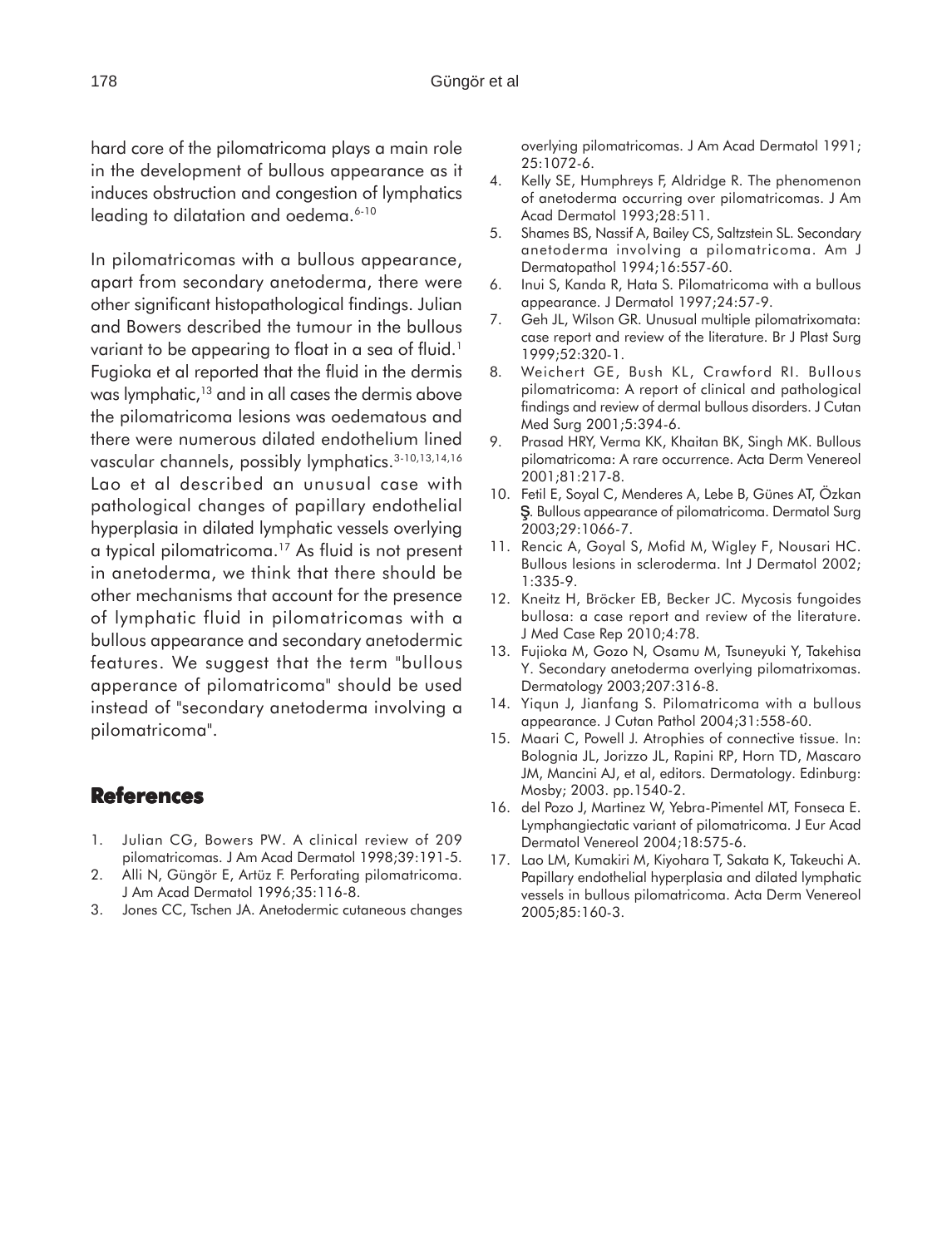hard core of the pilomatricoma plays a main role in the development of bullous appearance as it induces obstruction and congestion of lymphatics leading to dilatation and oedema.[6-10]

In pilomatricomas with a bullous appearance, apart from secondary anetoderma, there were other significant histopathological findings. Julian and Bowers described the tumour in the bullous variant to be appearing to float in a sea of fluid.[1] Fugioka et al reported that the fluid in the dermis was lymphatic,[13] and in all cases the dermis above the pilomatricoma lesions was oedematous and there were numerous dilated endothelium lined vascular channels, possibly lymphatics.[3-10,13,14,16] Lao et al described an unusual case with pathological changes of papillary endothelial hyperplasia in dilated lymphatic vessels overlying a typical pilomatricoma.[17] As fluid is not present in anetoderma, we think that there should be other mechanisms that account for the presence of lymphatic fluid in pilomatricomas with a bullous appearance and secondary anetodermic features. We suggest that the term "bullous apperance of pilomatricoma" should be used instead of "secondary anetoderma involving a pilomatricoma".

## References

1. Julian CG, Bowers PW. A clinical review of 209 pilomatricomas. J Am Acad Dermatol 1998;39:191-5.
2. Alli N, Güngör E, Artüz F. Perforating pilomatricoma. J Am Acad Dermatol 1996;35:116-8.
3. Jones CC, Tschen JA. Anetodermic cutaneous changes overlying pilomatricomas. J Am Acad Dermatol 1991; 25:1072-6.
4. Kelly SE, Humphreys F, Aldridge R. The phenomenon of anetoderma occurring over pilomatricomas. J Am Acad Dermatol 1993;28:511.
5. Shames BS, Nassif A, Bailey CS, Saltzstein SL. Secondary anetoderma involving a pilomatricoma. Am J Dermatopathol 1994;16:557-60.
6. Inui S, Kanda R, Hata S. Pilomatricoma with a bullous appearance. J Dermatol 1997;24:57-9.
7. Geh JL, Wilson GR. Unusual multiple pilomatrixomata: case report and review of the literature. Br J Plast Surg 1999;52:320-1.
8. Weichert GE, Bush KL, Crawford RI. Bullous pilomatricoma: A report of clinical and pathological findings and review of dermal bullous disorders. J Cutan Med Surg 2001;5:394-6.
9. Prasad HRY, Verma KK, Khaitan BK, Singh MK. Bullous pilomatricoma: A rare occurrence. Acta Derm Venereol 2001;81:217-8.
10. Fetil E, Soyal C, Menderes A, Lebe B, Günes AT, Özkan Ş. Bullous appearance of pilomatricoma. Dermatol Surg 2003;29:1066-7.
11. Rencic A, Goyal S, Mofid M, Wigley F, Nousari HC. Bullous lesions in scleroderma. Int J Dermatol 2002; 1:335-9.
12. Kneitz H, Bröcker EB, Becker JC. Mycosis fungoides bullosa: a case report and review of the literature. J Med Case Rep 2010;4:78.
13. Fujioka M, Gozo N, Osamu M, Tsuneyuki Y, Takehisa Y. Secondary anetoderma overlying pilomatrixomas. Dermatology 2003;207:316-8.
14. Yiqun J, Jianfang S. Pilomatricoma with a bullous appearance. J Cutan Pathol 2004;31:558-60.
15. Maari C, Powell J. Atrophies of connective tissue. In: Bolognia JL, Jorizzo JL, Rapini RP, Horn TD, Mascaro JM, Mancini AJ, et al, editors. Dermatology. Edinburg: Mosby; 2003. pp.1540-2.
16. del Pozo J, Martinez W, Yebra-Pimentel MT, Fonseca E. Lymphangiectatic variant of pilomatricoma. J Eur Acad Dermatol Venereol 2004;18:575-6.
17. Lao LM, Kumakiri M, Kiyohara T, Sakata K, Takeuchi A. Papillary endothelial hyperplasia and dilated lymphatic vessels in bullous pilomatricoma. Acta Derm Venereol 2005;85:160-3.